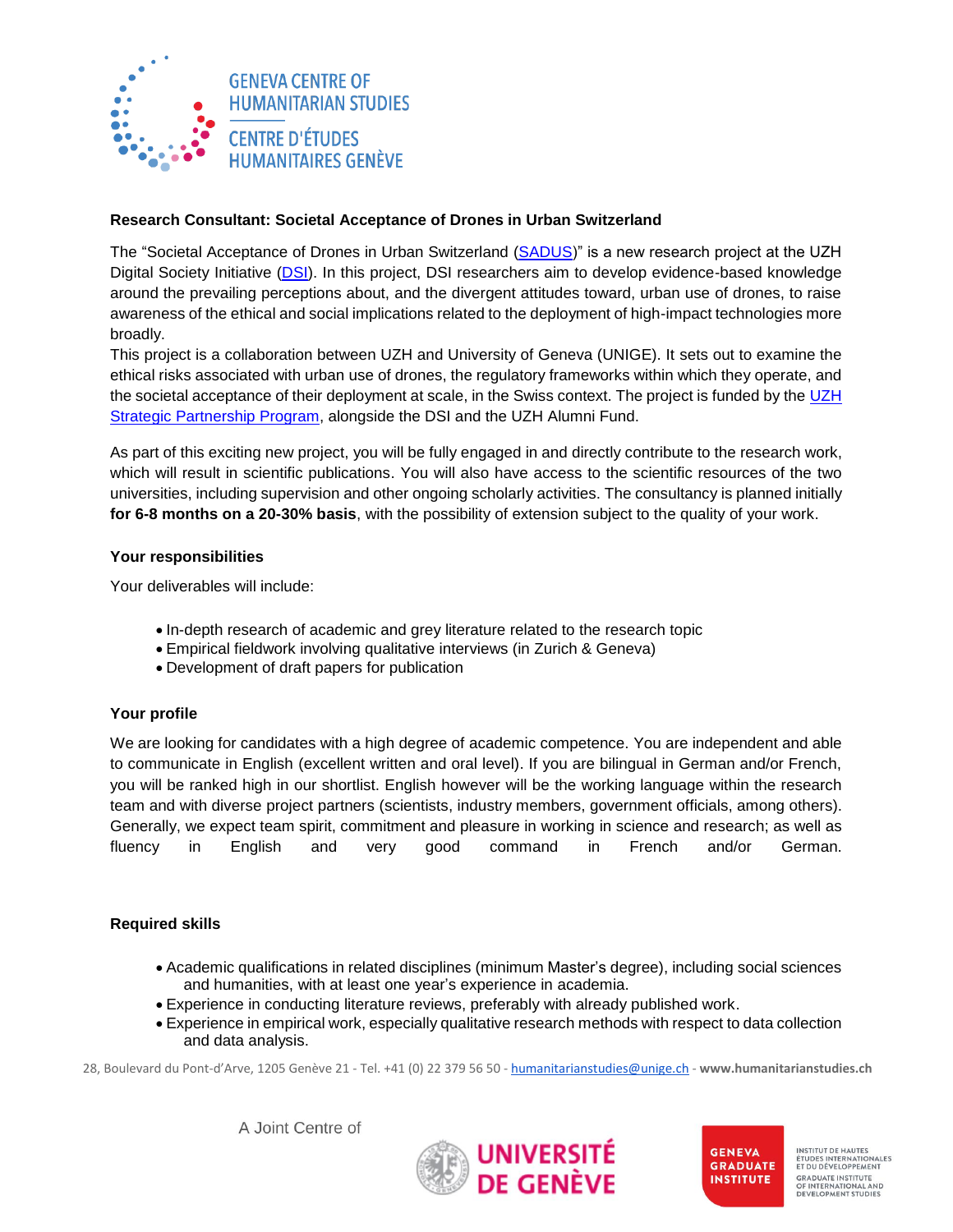GENEVA CENTRE OF HUMANITARIAN STUDIES

CENTRE D'ÉTUDES HUMANITAIRES GENÈVE

## Research Consultant: Societal Acceptance of Drones in Urban Switzerland

The "Societal Acceptance of Drones in Urban Switzerland (SADUS)" is a new research project at the UZH Digital Society Initiative (DSI). In this project, DSI researchers aim to develop evidence-based knowledge around the prevailing perceptions about, and the divergent attitudes toward, urban use of drones, to raise awareness of the ethical and social implications related to the deployment of high-impact technologies more broadly.

This project is a collaboration between UZH and University of Geneva (UNIGE). It sets out to examine the ethical risks associated with urban use of drones, the regulatory frameworks within which they operate, and the societal acceptance of their deployment at scale, in the Swiss context. The project is funded by the UZH Strategic Partnership Program, alongside the DSI and the UZH Alumni Fund.

As part of this exciting new project, you will be fully engaged in and directly contribute to the research work, which will result in scientific publications. You will also have access to the scientific resources of the two universities, including supervision and other ongoing scholarly activities. The consultancy is planned initially **for 6-8 months on a 20-30% basis**, with the possibility of extension subject to the quality of your work.

### Your responsibilities

Your deliverables will include:

- In-depth research of academic and grey literature related to the research topic
- Empirical fieldwork involving qualitative interviews (in Zurich & Geneva)
- Development of draft papers for publication

### Your profile

We are looking for candidates with a high degree of academic competence. You are independent and able to communicate in English (excellent written and oral level). If you are bilingual in German and/or French, you will be ranked high in our shortlist. English however will be the working language within the research team and with diverse project partners (scientists, industry members, government officials, among others). Generally, we expect team spirit, commitment and pleasure in working in science and research; as well as fluency in English and very good command in French and/or German.

### Required skills

- Academic qualifications in related disciplines (minimum Master's degree), including social sciences and humanities, with at least one year's experience in academia.
- Experience in conducting literature reviews, preferably with already published work.
- Experience in empirical work, especially qualitative research methods with respect to data collection and data analysis.

28, Boulevard du Pont-d'Arve, 1205 Genève 21 - Tel. +41 (0) 22 379 56 50 - humanitarianstudies@unige.ch - www.humanitarianstudies.ch

A Joint Centre of

UNIVERSITÉ DE GENÈVE

GENEVA GRADUATE INSTITUTE — INSTITUT DE HAUTES ÉTUDES INTERNATIONALES ET DU DÉVELOPPEMENT — GRADUATE INSTITUTE OF INTERNATIONAL AND DEVELOPMENT STUDIES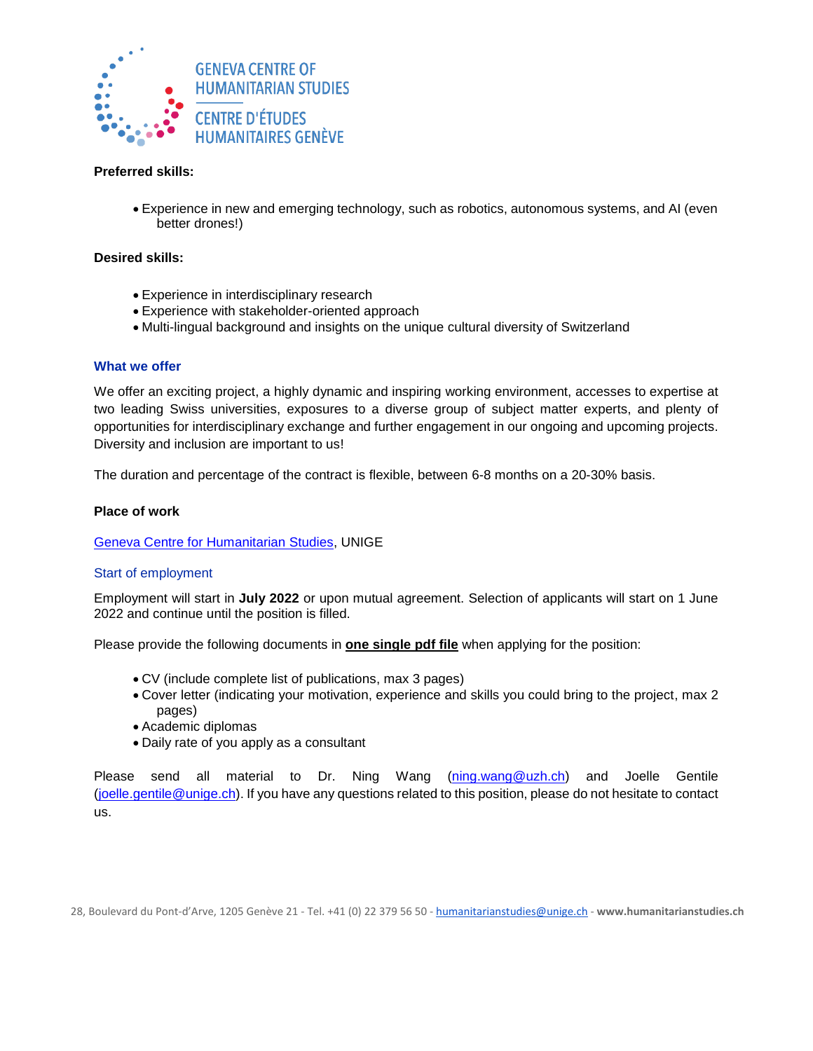**Preferred skills:**

- Experience in new and emerging technology, such as robotics, autonomous systems, and AI (even better drones!)

**Desired skills:**

- Experience in interdisciplinary research
- Experience with stakeholder-oriented approach
- Multi-lingual background and insights on the unique cultural diversity of Switzerland

## What we offer

We offer an exciting project, a highly dynamic and inspiring working environment, accesses to expertise at two leading Swiss universities, exposures to a diverse group of subject matter experts, and plenty of opportunities for interdisciplinary exchange and further engagement in our ongoing and upcoming projects. Diversity and inclusion are important to us!

The duration and percentage of the contract is flexible, between 6-8 months on a 20-30% basis.

**Place of work**

Geneva Centre for Humanitarian Studies, UNIGE

## Start of employment

Employment will start in **July 2022** or upon mutual agreement. Selection of applicants will start on 1 June 2022 and continue until the position is filled.

Please provide the following documents in **one single pdf file** when applying for the position:

- CV (include complete list of publications, max 3 pages)
- Cover letter (indicating your motivation, experience and skills you could bring to the project, max 2 pages)
- Academic diplomas
- Daily rate of you apply as a consultant

Please send all material to Dr. Ning Wang (ning.wang@uzh.ch) and Joelle Gentile (joelle.gentile@unige.ch). If you have any questions related to this position, please do not hesitate to contact us.